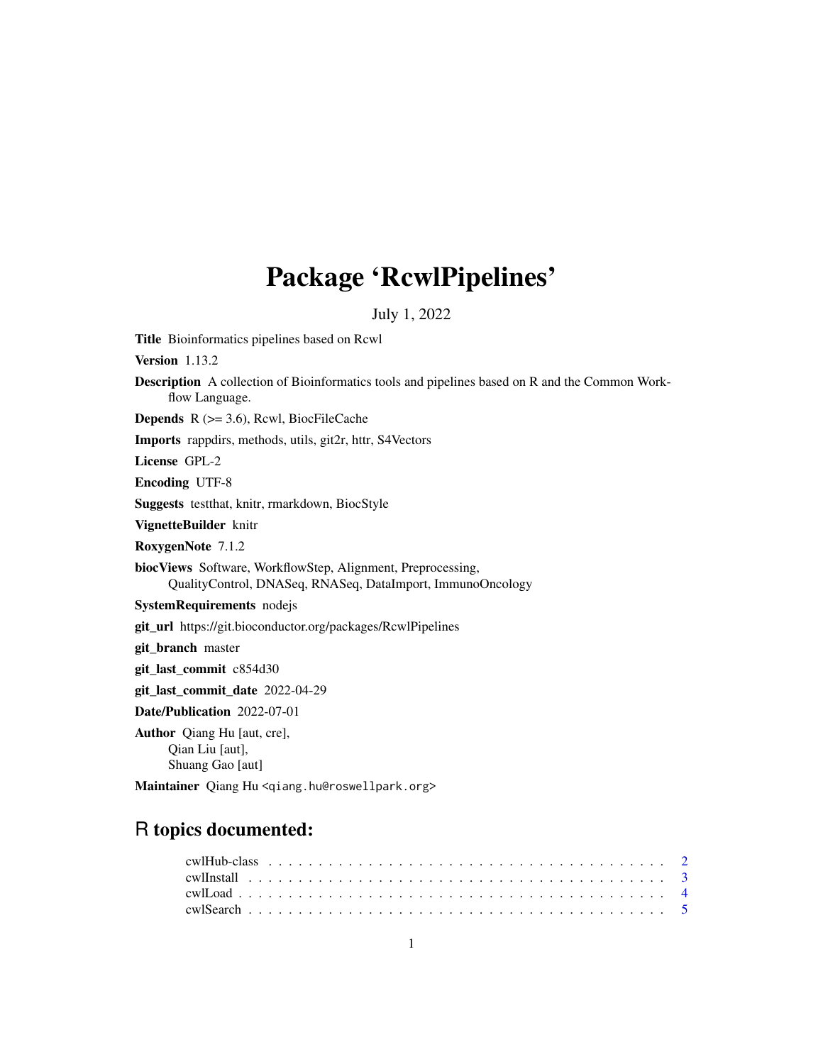# Package 'RcwlPipelines'

July 1, 2022

**Title** Bioinformatics pipelines based on Rcwl

**Version** 1.13.2

**Description** A collection of Bioinformatics tools and pipelines based on R and the Common Workflow Language.

**Depends** R (>= 3.6), Rcwl, BiocFileCache

**Imports** rappdirs, methods, utils, git2r, httr, S4Vectors

**License** GPL-2

**Encoding** UTF-8

**Suggests** testthat, knitr, rmarkdown, BiocStyle

**VignetteBuilder** knitr

**RoxygenNote** 7.1.2

**biocViews** Software, WorkflowStep, Alignment, Preprocessing, QualityControl, DNASeq, RNASeq, DataImport, ImmunoOncology

**SystemRequirements** nodejs

**git_url** https://git.bioconductor.org/packages/RcwlPipelines

**git_branch** master

**git_last_commit** c854d30

**git_last_commit_date** 2022-04-29

**Date/Publication** 2022-07-01

**Author** Qiang Hu [aut, cre], Qian Liu [aut], Shuang Gao [aut]

**Maintainer** Qiang Hu <qiang.hu@roswellpark.org>

## R topics documented:

cwlHub-class . . . . . . . . . . . . . . . . . . . . . . . . . . . . . . . . . . . . 2
cwlInstall . . . . . . . . . . . . . . . . . . . . . . . . . . . . . . . . . . . . . . 3
cwlLoad . . . . . . . . . . . . . . . . . . . . . . . . . . . . . . . . . . . . . . . 4
cwlSearch . . . . . . . . . . . . . . . . . . . . . . . . . . . . . . . . . . . . . . 5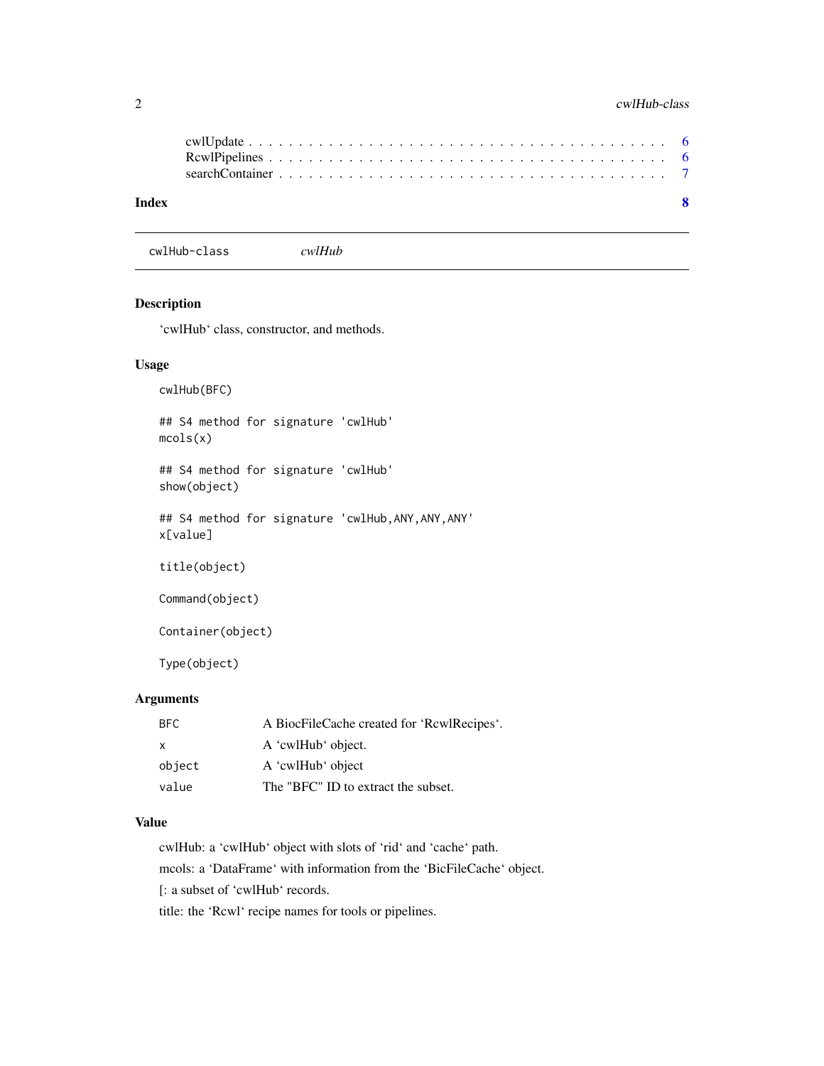cwlUpdate . . . . . . . . . . . . . . . . . . . . . . . . . . . . . . . . . . . . . . . 6
RcwlPipelines . . . . . . . . . . . . . . . . . . . . . . . . . . . . . . . . . . . . . 6
searchContainer . . . . . . . . . . . . . . . . . . . . . . . . . . . . . . . . . . . . 7

**Index** **8**

---

## cwlHub-class *cwlHub*

---

### Description

'cwlHub' class, constructor, and methods.

### Usage

```
cwlHub(BFC)

## S4 method for signature 'cwlHub'
mcols(x)

## S4 method for signature 'cwlHub'
show(object)

## S4 method for signature 'cwlHub,ANY,ANY,ANY'
x[value]

title(object)

Command(object)

Container(object)

Type(object)
```

### Arguments

| | |
|---|---|
| BFC | A BiocFileCache created for 'RcwlRecipes'. |
| x | A 'cwlHub' object. |
| object | A 'cwlHub' object |
| value | The "BFC" ID to extract the subset. |

### Value

cwlHub: a 'cwlHub' object with slots of 'rid' and 'cache' path.

mcols: a 'DataFrame' with information from the 'BicFileCache' object.

[: a subset of 'cwlHub' records.

title: the 'Rcwl' recipe names for tools or pipelines.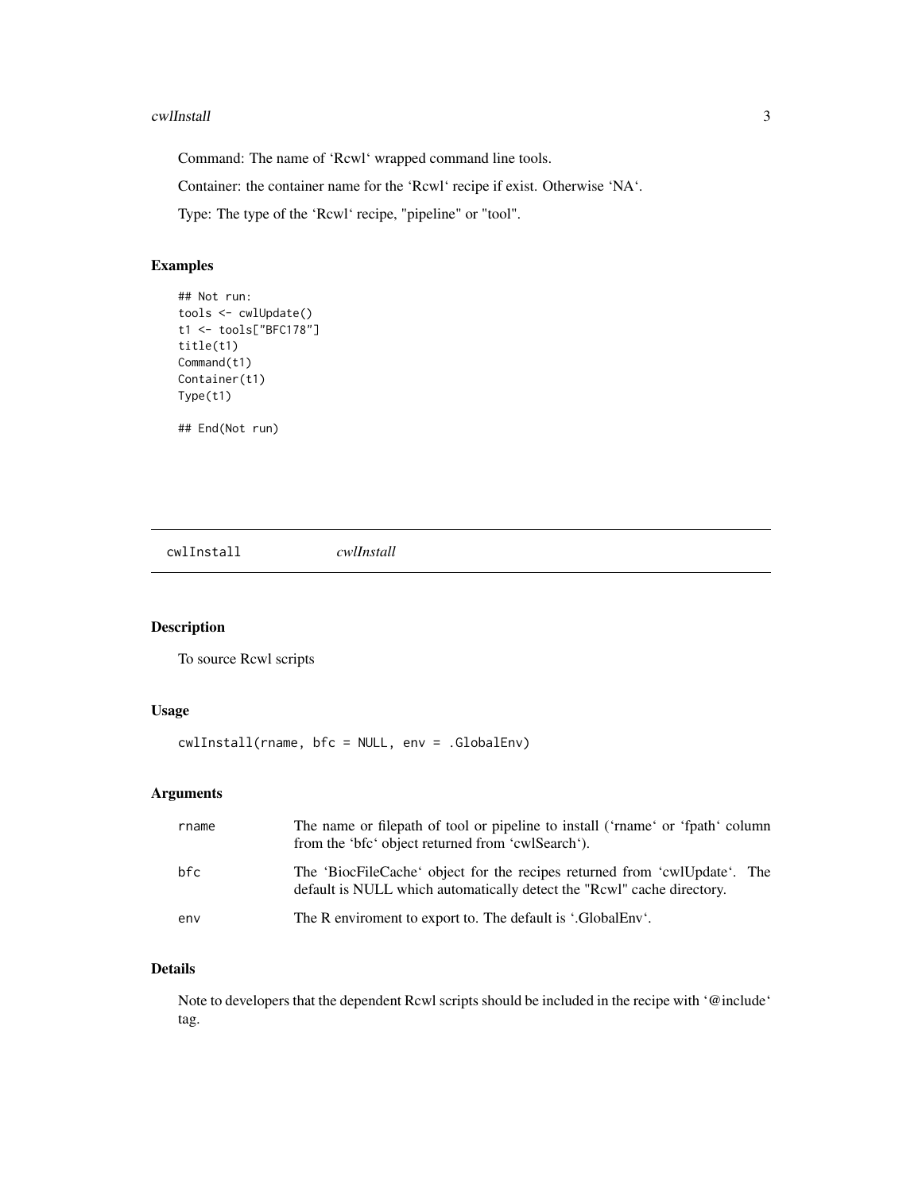Command: The name of 'Rcwl' wrapped command line tools.

Container: the container name for the 'Rcwl' recipe if exist. Otherwise 'NA'.

Type: The type of the 'Rcwl' recipe, "pipeline" or "tool".

### Examples

```
## Not run:
tools <- cwlUpdate()
t1 <- tools["BFC178"]
title(t1)
Command(t1)
Container(t1)
Type(t1)

## End(Not run)
```

---

## cwlInstall *cwlInstall*

---

### Description

To source Rcwl scripts

### Usage

```
cwlInstall(rname, bfc = NULL, env = .GlobalEnv)
```

### Arguments

| | |
|---|---|
| rname | The name or filepath of tool or pipeline to install ('rname' or 'fpath' column from the 'bfc' object returned from 'cwlSearch'). |
| bfc | The 'BiocFileCache' object for the recipes returned from 'cwlUpdate'. The default is NULL which automatically detect the "Rcwl" cache directory. |
| env | The R enviroment to export to. The default is '.GlobalEnv'. |

### Details

Note to developers that the dependent Rcwl scripts should be included in the recipe with '@include' tag.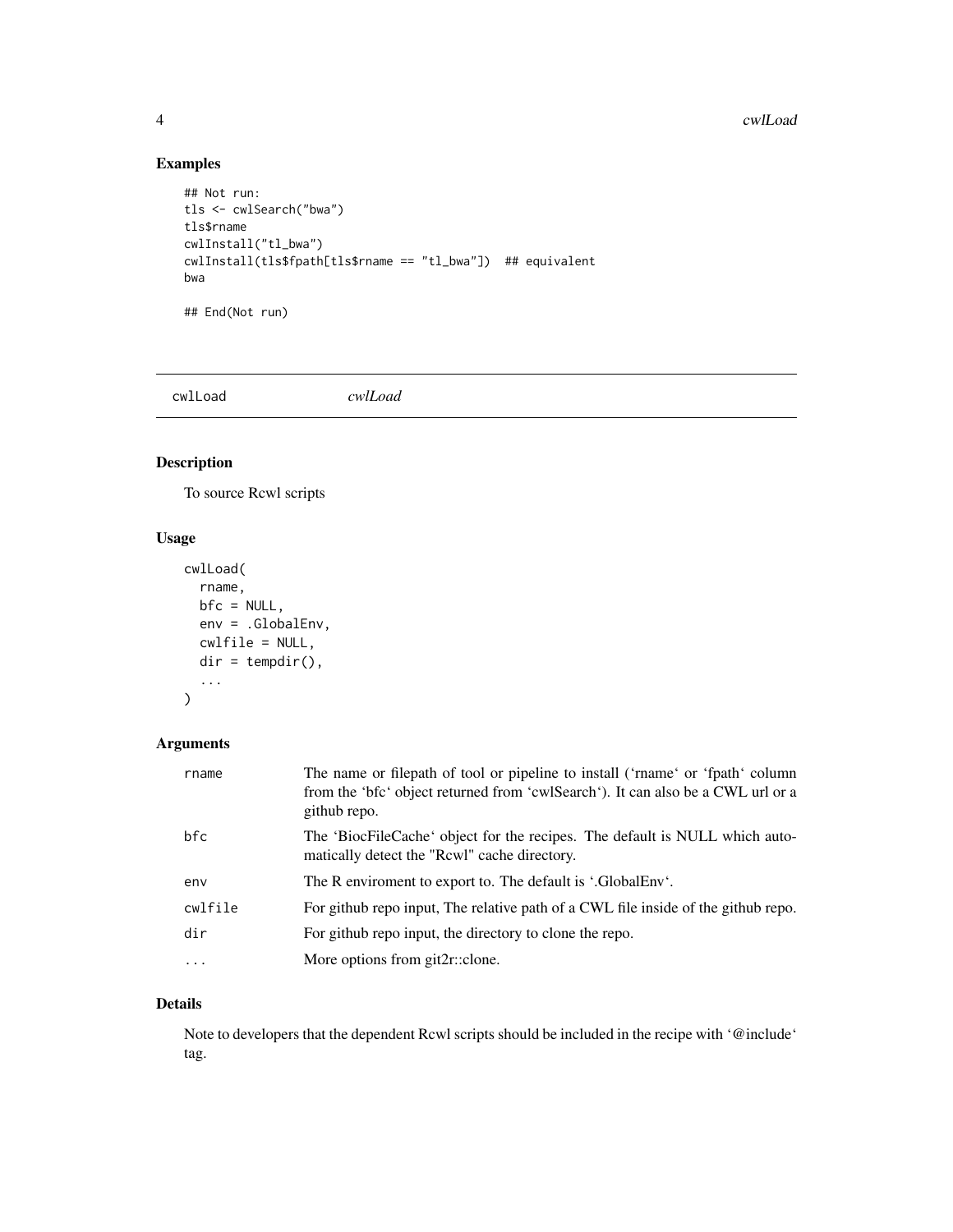## Examples

```
## Not run:
tls <- cwlSearch("bwa")
tls$rname
cwlInstall("tl_bwa")
cwlInstall(tls$fpath[tls$rname == "tl_bwa"])  ## equivalent
bwa

## End(Not run)
```

---

# cwlLoad *cwlLoad*

---

## Description

To source Rcwl scripts

## Usage

```
cwlLoad(
  rname,
  bfc = NULL,
  env = .GlobalEnv,
  cwlfile = NULL,
  dir = tempdir(),
  ...
)
```

## Arguments

| | |
|---|---|
| rname | The name or filepath of tool or pipeline to install ('rname' or 'fpath' column from the 'bfc' object returned from 'cwlSearch'). It can also be a CWL url or a github repo. |
| bfc | The 'BiocFileCache' object for the recipes. The default is NULL which automatically detect the "Rcwl" cache directory. |
| env | The R enviroment to export to. The default is '.GlobalEnv'. |
| cwlfile | For github repo input, The relative path of a CWL file inside of the github repo. |
| dir | For github repo input, the directory to clone the repo. |
| ... | More options from git2r::clone. |

## Details

Note to developers that the dependent Rcwl scripts should be included in the recipe with '@include' tag.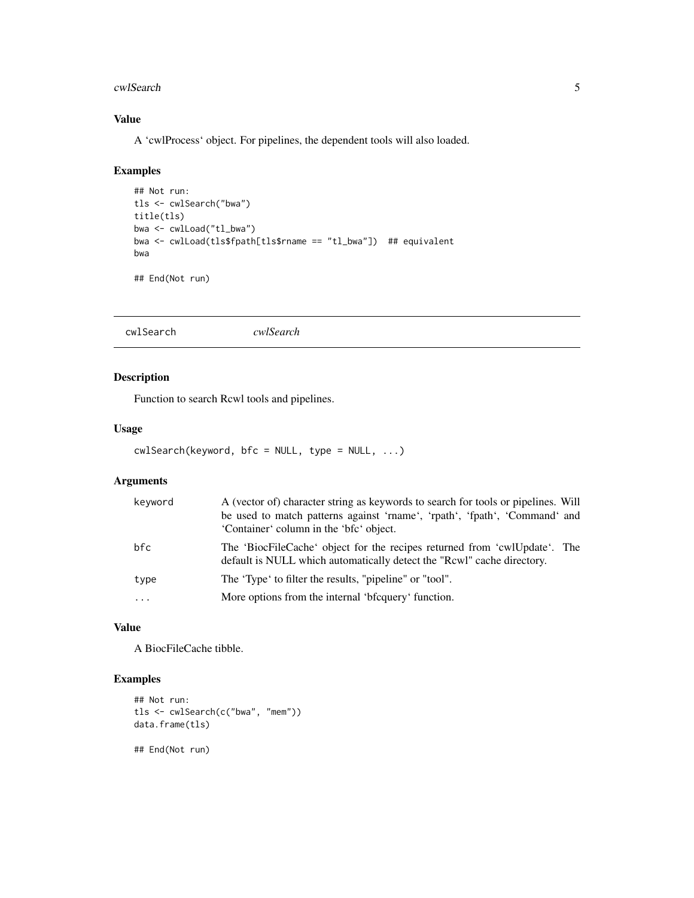### Value

A 'cwlProcess' object. For pipelines, the dependent tools will also loaded.

### Examples

```
## Not run:
tls <- cwlSearch("bwa")
title(tls)
bwa <- cwlLoad("tl_bwa")
bwa <- cwlLoad(tls$fpath[tls$rname == "tl_bwa"])  ## equivalent
bwa

## End(Not run)
```

---

## cwlSearch *cwlSearch*

### Description

Function to search Rcwl tools and pipelines.

### Usage

```
cwlSearch(keyword, bfc = NULL, type = NULL, ...)
```

### Arguments

| | |
|---|---|
| keyword | A (vector of) character string as keywords to search for tools or pipelines. Will be used to match patterns against 'rname', 'rpath', 'fpath', 'Command' and 'Container' column in the 'bfc' object. |
| bfc | The 'BiocFileCache' object for the recipes returned from 'cwlUpdate'. The default is NULL which automatically detect the "Rcwl" cache directory. |
| type | The 'Type' to filter the results, "pipeline" or "tool". |
| ... | More options from the internal 'bfcquery' function. |

### Value

A BiocFileCache tibble.

### Examples

```
## Not run:
tls <- cwlSearch(c("bwa", "mem"))
data.frame(tls)

## End(Not run)
```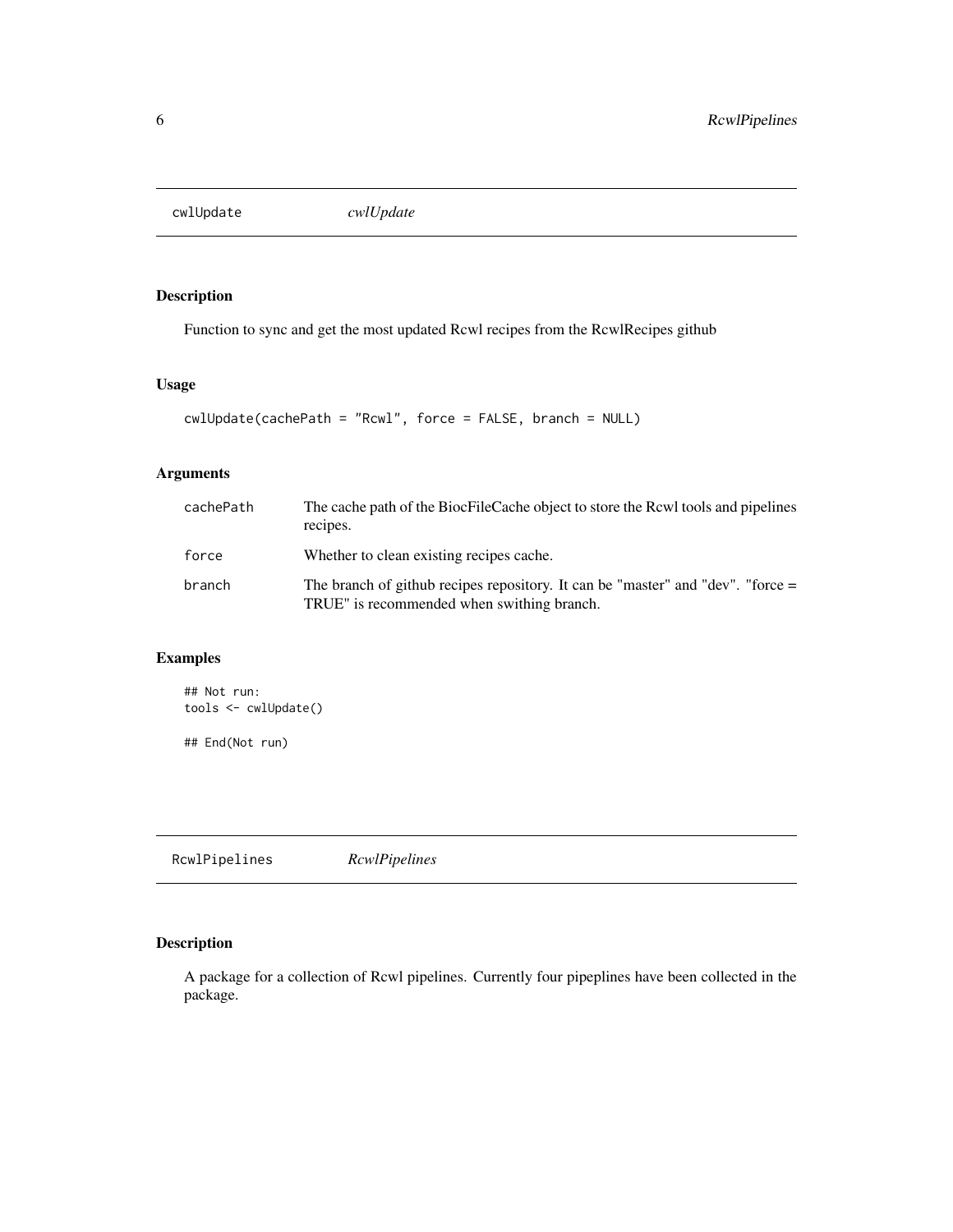## cwlUpdate *cwlUpdate*

### Description

Function to sync and get the most updated Rcwl recipes from the RcwlRecipes github

### Usage

```
cwlUpdate(cachePath = "Rcwl", force = FALSE, branch = NULL)
```

### Arguments

| | |
|---|---|
| cachePath | The cache path of the BiocFileCache object to store the Rcwl tools and pipelines recipes. |
| force | Whether to clean existing recipes cache. |
| branch | The branch of github recipes repository. It can be "master" and "dev". "force = TRUE" is recommended when swithing branch. |

### Examples

```
## Not run:
tools <- cwlUpdate()

## End(Not run)
```

## RcwlPipelines *RcwlPipelines*

### Description

A package for a collection of Rcwl pipelines. Currently four pipeplines have been collected in the package.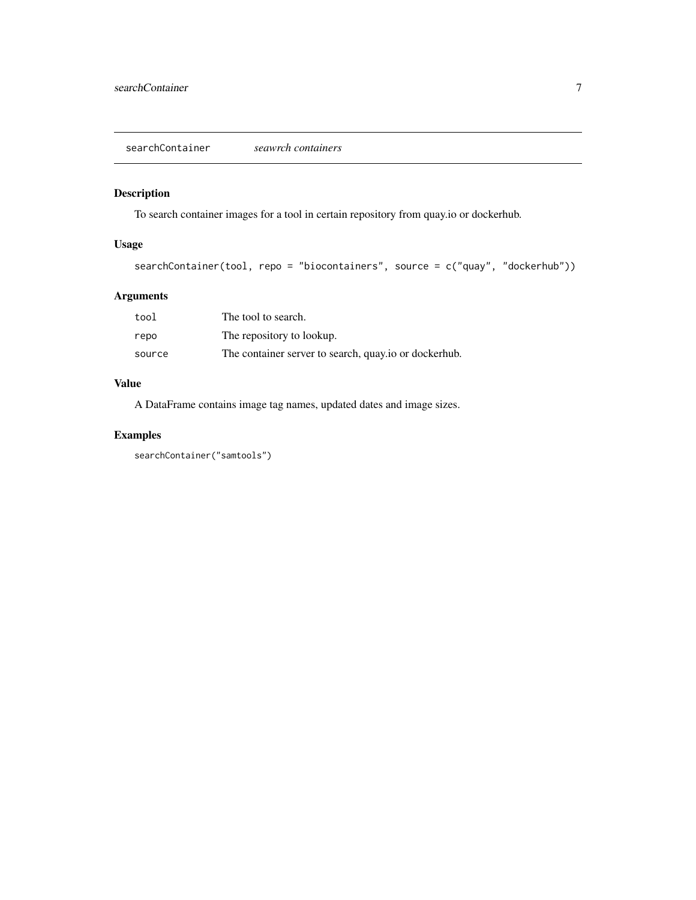## searchContainer *seawrch containers*

### Description

To search container images for a tool in certain repository from quay.io or dockerhub.

### Usage

```
searchContainer(tool, repo = "biocontainers", source = c("quay", "dockerhub"))
```

### Arguments

| | |
|---|---|
| tool | The tool to search. |
| repo | The repository to lookup. |
| source | The container server to search, quay.io or dockerhub. |

### Value

A DataFrame contains image tag names, updated dates and image sizes.

### Examples

```
searchContainer("samtools")
```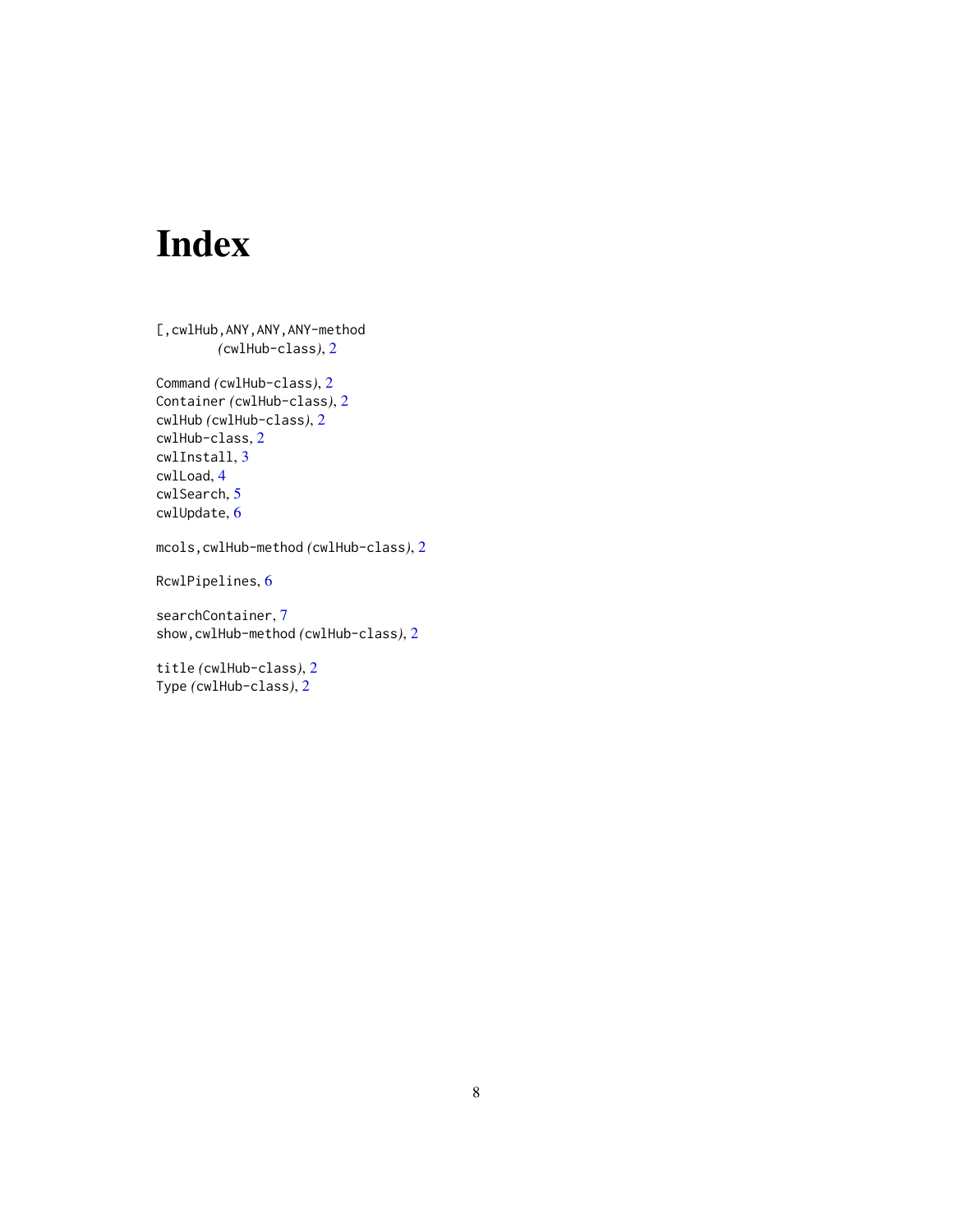# Index

[,cwlHub,ANY,ANY,ANY-method
  *(*cwlHub-class*)*, 2

Command *(*cwlHub-class*)*, 2
Container *(*cwlHub-class*)*, 2
cwlHub *(*cwlHub-class*)*, 2
cwlHub-class, 2
cwlInstall, 3
cwlLoad, 4
cwlSearch, 5
cwlUpdate, 6

mcols,cwlHub-method *(*cwlHub-class*)*, 2

RcwlPipelines, 6

searchContainer, 7
show,cwlHub-method *(*cwlHub-class*)*, 2

title *(*cwlHub-class*)*, 2
Type *(*cwlHub-class*)*, 2